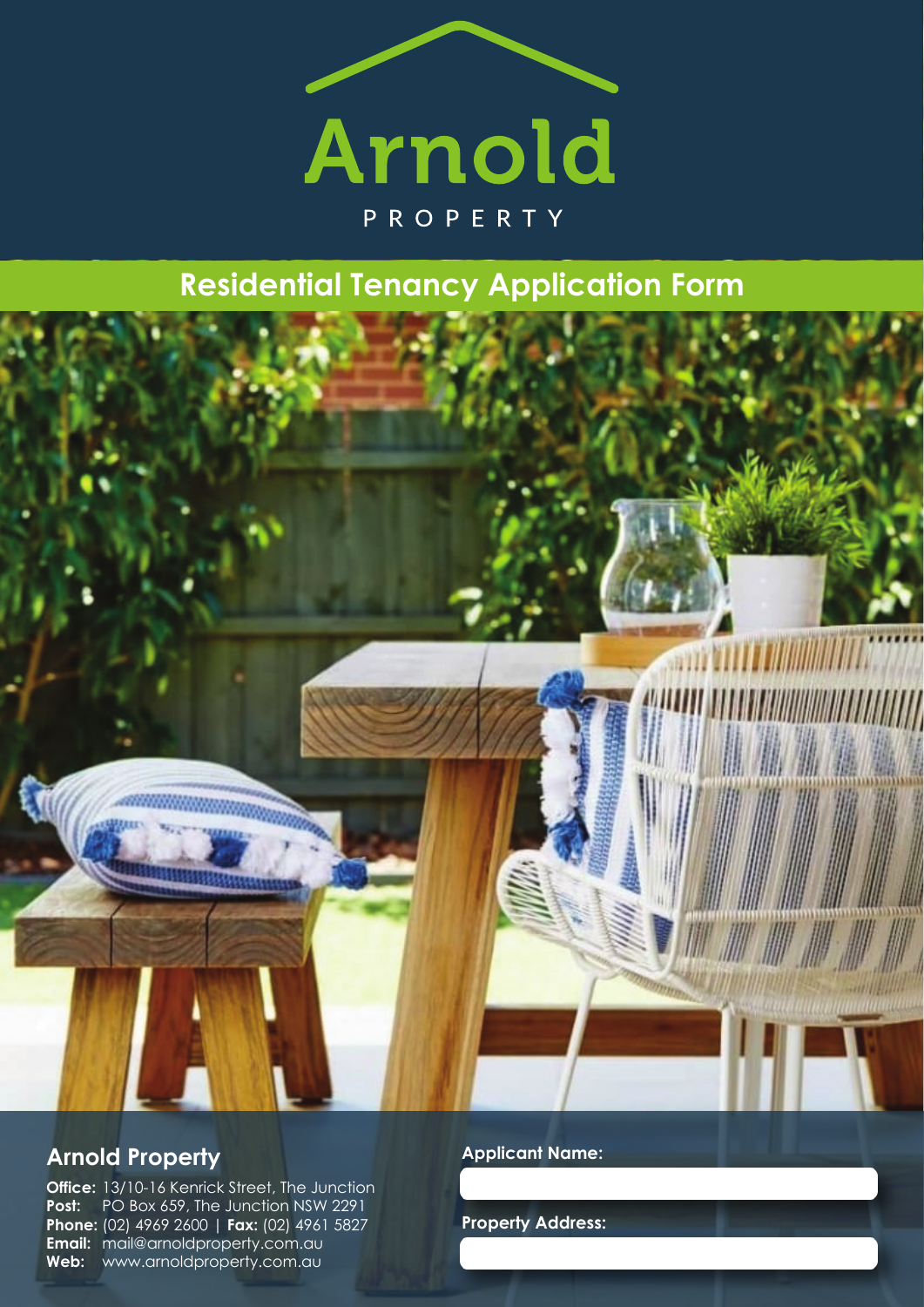# Arnold

PROPERTY

## Residential Tenancy Application Form

### Arnold Property

**Office:** 13/10-16 Kenrick Street, The Junction
**Post:** PO Box 659, The Junction NSW 2291
**Phone:** (02) 4969 2600 | **Fax:** (02) 4961 5827
**Email:** mail@arnoldproperty.com.au
**Web:** www.arnoldproperty.com.au

**Applicant Name:**

**Property Address:**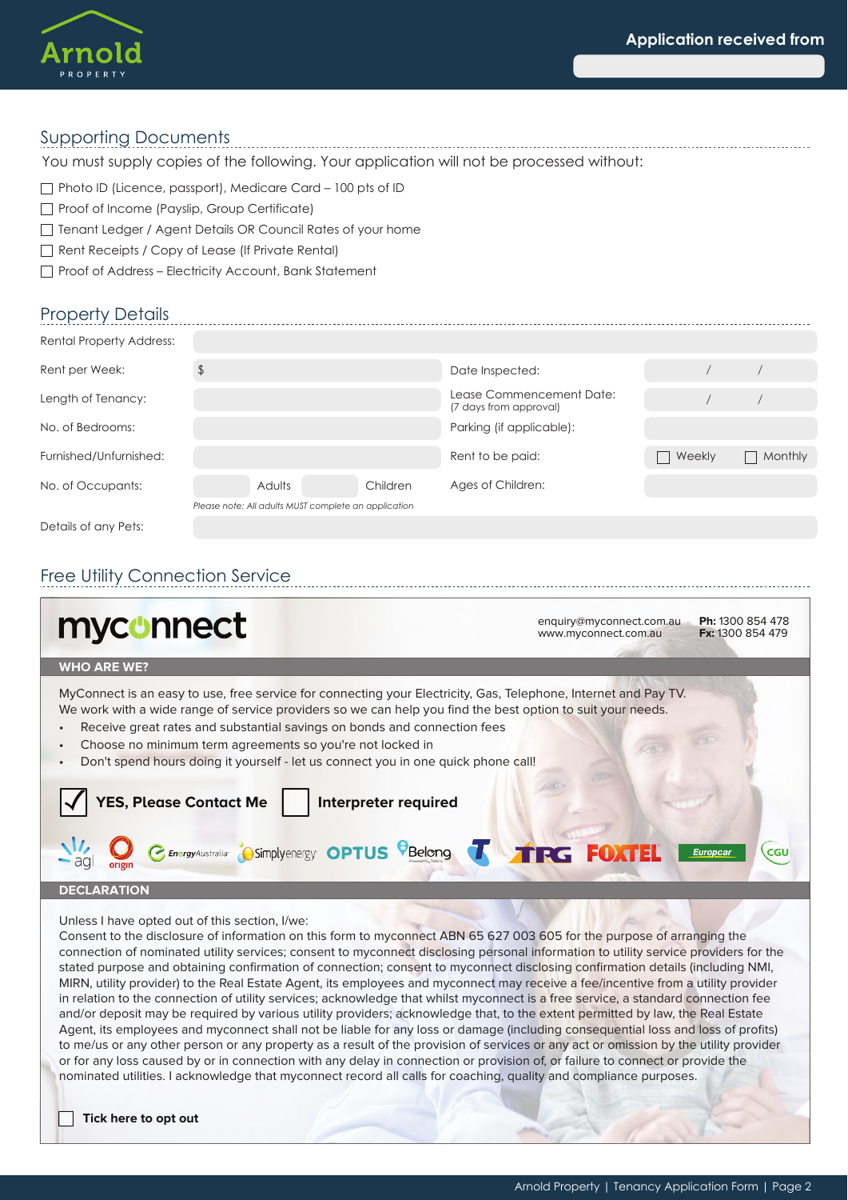**Application received from** ____________________

## Supporting Documents

You must supply copies of the following. Your application will not be processed without:

- ☐ Photo ID (Licence, passport), Medicare Card – 100 pts of ID
- ☐ Proof of Income (Payslip, Group Certificate)
- ☐ Tenant Ledger / Agent Details OR Council Rates of your home
- ☐ Rent Receipts / Copy of Lease (If Private Rental)
- ☐ Proof of Address – Electricity Account, Bank Statement

## Property Details

| | | | |
|---|---|---|---|
| Rental Property Address: | | | |
| Rent per Week: | $ | Date Inspected: | / / |
| Length of Tenancy: | | Lease Commencement Date: (7 days from approval) | / / |
| No. of Bedrooms: | | Parking (if applicable): | |
| Furnished/Unfurnished: | | Rent to be paid: | ☐ Weekly ☐ Monthly |
| No. of Occupants: | Adults ____ Children ____ | Ages of Children: | |
| Details of any Pets: | | | |

*Please note: All adults MUST complete an application*

## Free Utility Connection Service

**myconnect**

enquiry@myconnect.com.au
www.myconnect.com.au

**Ph:** 1300 854 478
**Fx:** 1300 854 479

### WHO ARE WE?

MyConnect is an easy to use, free service for connecting your Electricity, Gas, Telephone, Internet and Pay TV. We work with a wide range of service providers so we can help you find the best option to suit your needs.

- Receive great rates and substantial savings on bonds and connection fees
- Choose no minimum term agreements so you're not locked in
- Don't spend hours doing it yourself - let us connect you in one quick phone call!

☑ **YES, Please Contact Me** ☐ **Interpreter required**

agl | origin | EnergyAustralia | Simply energy | OPTUS | Belong | Telstra | TPG | FOXTEL | Europcar | CGU

### DECLARATION

Unless I have opted out of this section, I/we:
Consent to the disclosure of information on this form to myconnect ABN 65 627 003 605 for the purpose of arranging the connection of nominated utility services; consent to myconnect disclosing personal information to utility service providers for the stated purpose and obtaining confirmation of connection; consent to myconnect disclosing confirmation details (including NMI, MIRN, utility provider) to the Real Estate Agent, its employees and myconnect may receive a fee/incentive from a utility provider in relation to the connection of utility services; acknowledge that whilst myconnect is a free service, a standard connection fee and/or deposit may be required by various utility providers; acknowledge that, to the extent permitted by law, the Real Estate Agent, its employees and myconnect shall not be liable for any loss or damage (including consequential loss and loss of profits) to me/us or any other person or any property as a result of the provision of services or any act or omission by the utility provider or for any loss caused by or in connection with any delay in connection or provision of, or failure to connect or provide the nominated utilities. I acknowledge that myconnect record all calls for coaching, quality and compliance purposes.

☐ **Tick here to opt out**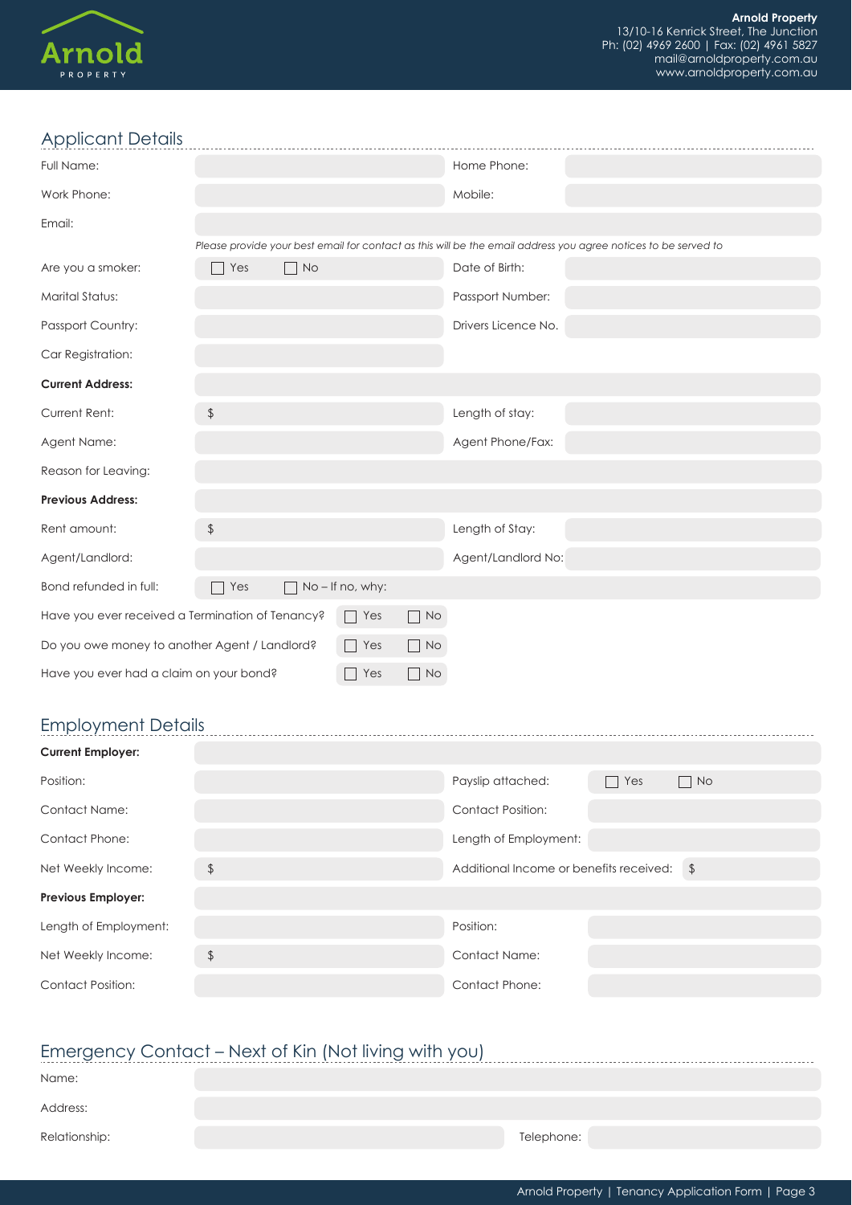**Arnold Property**
13/10-16 Kenrick Street, The Junction
Ph: (02) 4969 2600 | Fax: (02) 4961 5827
mail@arnoldproperty.com.au
www.arnoldproperty.com.au

## Applicant Details

| | | | |
|---|---|---|---|
| Full Name: | | Home Phone: | |
| Work Phone: | | Mobile: | |
| Email: | | | |

*Please provide your best email for contact as this will be the email address you agree notices to be served to*

| | | | |
|---|---|---|---|
| Are you a smoker: | ☐ Yes ☐ No | Date of Birth: | |
| Marital Status: | | Passport Number: | |
| Passport Country: | | Drivers Licence No. | |
| Car Registration: | | | |
| **Current Address:** | | | |
| Current Rent: | $ | Length of stay: | |
| Agent Name: | | Agent Phone/Fax: | |
| Reason for Leaving: | | | |
| **Previous Address:** | | | |
| Rent amount: | $ | Length of Stay: | |
| Agent/Landlord: | | Agent/Landlord No: | |
| Bond refunded in full: | ☐ Yes ☐ No – If no, why: | | |

Have you ever received a Termination of Tenancy? ☐ Yes ☐ No

Do you owe money to another Agent / Landlord? ☐ Yes ☐ No

Have you ever had a claim on your bond? ☐ Yes ☐ No

## Employment Details

| | | | |
|---|---|---|---|
| **Current Employer:** | | | |
| Position: | | Payslip attached: | ☐ Yes ☐ No |
| Contact Name: | | Contact Position: | |
| Contact Phone: | | Length of Employment: | |
| Net Weekly Income: | $ | Additional Income or benefits received: | $ |
| **Previous Employer:** | | | |
| Length of Employment: | | Position: | |
| Net Weekly Income: | $ | Contact Name: | |
| Contact Position: | | Contact Phone: | |

## Emergency Contact – Next of Kin (Not living with you)

| | | | |
|---|---|---|---|
| Name: | | | |
| Address: | | | |
| Relationship: | | Telephone: | |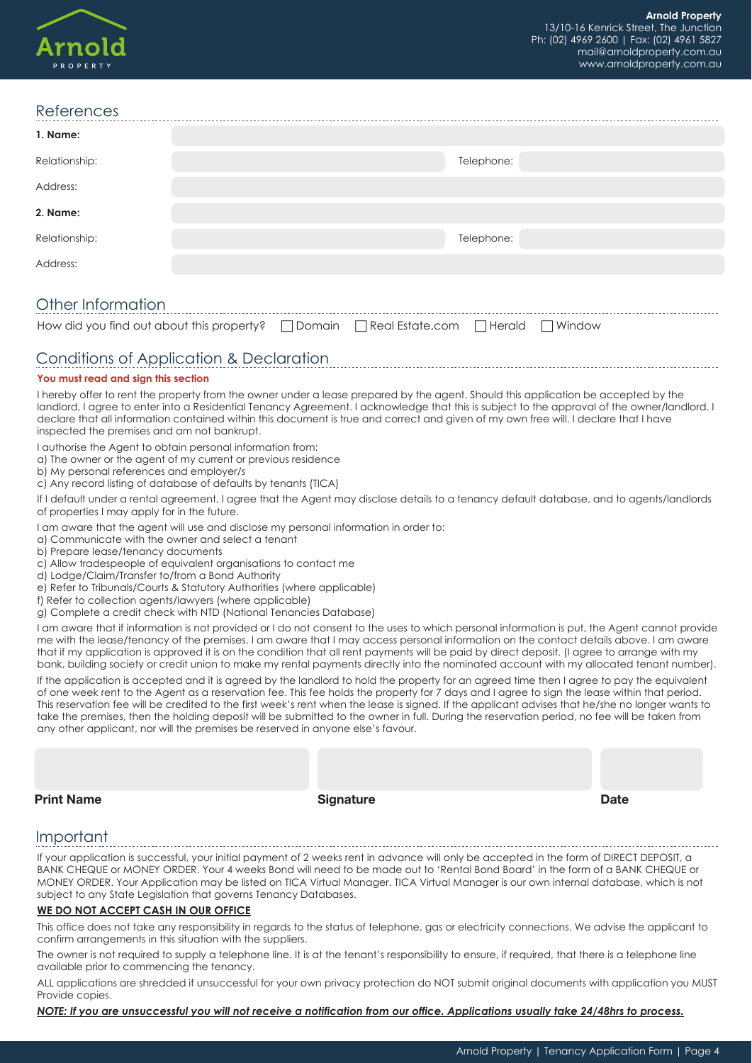**Arnold Property**
13/10-16 Kenrick Street, The Junction
Ph: (02) 4969 2600 | Fax: (02) 4961 5827
mail@arnoldproperty.com.au
www.arnoldproperty.com.au

## References

**1. Name:**

Relationship: Telephone:

Address:

**2. Name:**

Relationship: Telephone:

Address:

## Other Information

How did you find out about this property? ☐ Domain ☐ Real Estate.com ☐ Herald ☐ Window

## Conditions of Application & Declaration

**You must read and sign this section**

I hereby offer to rent the property from the owner under a lease prepared by the agent. Should this application be accepted by the landlord, I agree to enter into a Residential Tenancy Agreement. I acknowledge that this is subject to the approval of the owner/landlord. I declare that all information contained within this document is true and correct and given of my own free will. I declare that I have inspected the premises and am not bankrupt.

I authorise the Agent to obtain personal information from:
a) The owner or the agent of my current or previous residence
b) My personal references and employer/s
c) Any record listing of database of defaults by tenants (TICA)

If I default under a rental agreement, I agree that the Agent may disclose details to a tenancy default database, and to agents/landlords of properties I may apply for in the future.

I am aware that the agent will use and disclose my personal information in order to:
a) Communicate with the owner and select a tenant
b) Prepare lease/tenancy documents
c) Allow tradespeople of equivalent organisations to contact me
d) Lodge/Claim/Transfer to/from a Bond Authority
e) Refer to Tribunals/Courts & Statutory Authorities (where applicable)
f) Refer to collection agents/lawyers (where applicable)
g) Complete a credit check with NTD (National Tenancies Database)

I am aware that if information is not provided or I do not consent to the uses to which personal information is put, the Agent cannot provide me with the lease/tenancy of the premises. I am aware that I may access personal information on the contact details above. I am aware that if my application is approved it is on the condition that all rent payments will be paid by direct deposit. (I agree to arrange with my bank, building society or credit union to make my rental payments directly into the nominated account with my allocated tenant number).

If the application is accepted and it is agreed by the landlord to hold the property for an agreed time then I agree to pay the equivalent of one week rent to the Agent as a reservation fee. This fee holds the property for 7 days and I agree to sign the lease within that period. This reservation fee will be credited to the first week's rent when the lease is signed. If the applicant advises that he/she no longer wants to take the premises, then the holding deposit will be submitted to the owner in full. During the reservation period, no fee will be taken from any other applicant, nor will the premises be reserved in anyone else's favour.

**Print Name** **Signature** **Date**

## Important

If your application is successful, your initial payment of 2 weeks rent in advance will only be accepted in the form of DIRECT DEPOSIT, a BANK CHEQUE or MONEY ORDER. Your 4 weeks Bond will need to be made out to 'Rental Bond Board' in the form of a BANK CHEQUE or MONEY ORDER. Your Application may be listed on TICA Virtual Manager. TICA Virtual Manager is our own internal database, which is not subject to any State Legislation that governs Tenancy Databases.

**WE DO NOT ACCEPT CASH IN OUR OFFICE**

This office does not take any responsibility in regards to the status of telephone, gas or electricity connections. We advise the applicant to confirm arrangements in this situation with the suppliers.

The owner is not required to supply a telephone line. It is at the tenant's responsibility to ensure, if required, that there is a telephone line available prior to commencing the tenancy.

ALL applications are shredded if unsuccessful for your own privacy protection do NOT submit original documents with application you MUST Provide copies.

***NOTE: If you are unsuccessful you will not receive a notification from our office. Applications usually take 24/48hrs to process.***